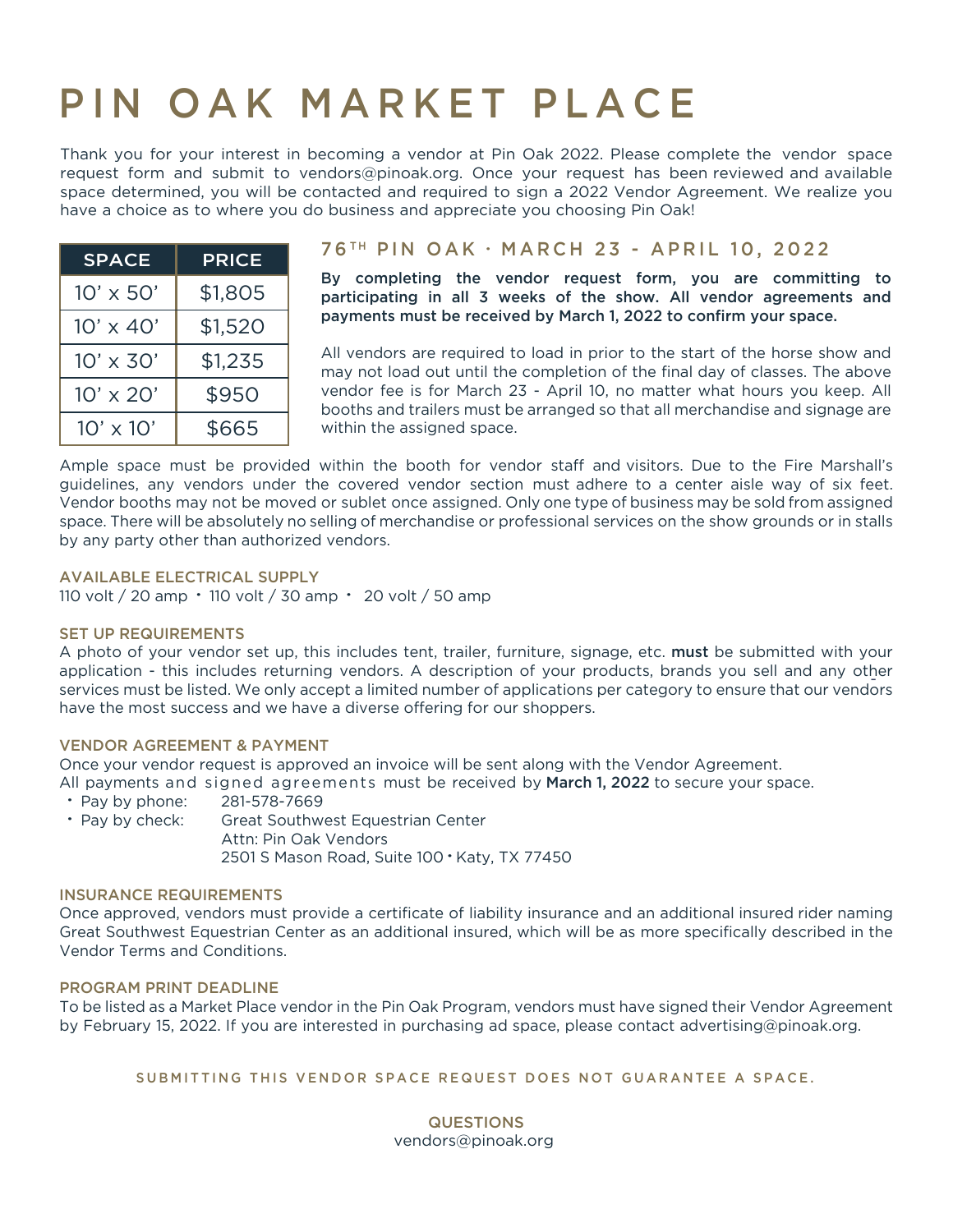# PIN OAK MARKET PLACE

Thank you for your interest in becoming a vendor at Pin Oak 2022. Please complete the vendor space request form and submit to vendors@pinoak.org. Once your request has been reviewed and available space determined, you will be contacted and required to sign a 2022 Vendor Agreement. We realize you have a choice as to where you do business and appreciate you choosing Pin Oak!

| SPACE | PRICE |
|---|---|
| 10' x 50' | $1,805 |
| 10' x 40' | $1,520 |
| 10' x 30' | $1,235 |
| 10' x 20' | $950 |
| 10' x 10' | $665 |

## 76TH PIN OAK · MARCH 23 - APRIL 10, 2022

**By completing the vendor request form, you are committing to participating in all 3 weeks of the show. All vendor agreements and payments must be received by March 1, 2022 to confirm your space.**

All vendors are required to load in prior to the start of the horse show and may not load out until the completion of the final day of classes. The above vendor fee is for March 23 - April 10, no matter what hours you keep. All booths and trailers must be arranged so that all merchandise and signage are within the assigned space.

Ample space must be provided within the booth for vendor staff and visitors. Due to the Fire Marshall's guidelines, any vendors under the covered vendor section must adhere to a center aisle way of six feet. Vendor booths may not be moved or sublet once assigned. Only one type of business may be sold from assigned space. There will be absolutely no selling of merchandise or professional services on the show grounds or in stalls by any party other than authorized vendors.

### AVAILABLE ELECTRICAL SUPPLY

110 volt / 20 amp • 110 volt / 30 amp • 20 volt / 50 amp

### SET UP REQUIREMENTS

A photo of your vendor set up, this includes tent, trailer, furniture, signage, etc. **must** be submitted with your application - this includes returning vendors. A description of your products, brands you sell and any other services must be listed. We only accept a limited number of applications per category to ensure that our vendors have the most success and we have a diverse offering for our shoppers.

### VENDOR AGREEMENT & PAYMENT

Once your vendor request is approved an invoice will be sent along with the Vendor Agreement.
All payments and signed agreements must be received by **March 1, 2022** to secure your space.

- Pay by phone: 281-578-7669
- Pay by check: Great Southwest Equestrian Center
  Attn: Pin Oak Vendors
  2501 S Mason Road, Suite 100 • Katy, TX 77450

### INSURANCE REQUIREMENTS

Once approved, vendors must provide a certificate of liability insurance and an additional insured rider naming Great Southwest Equestrian Center as an additional insured, which will be as more specifically described in the Vendor Terms and Conditions.

### PROGRAM PRINT DEADLINE

To be listed as a Market Place vendor in the Pin Oak Program, vendors must have signed their Vendor Agreement by February 15, 2022. If you are interested in purchasing ad space, please contact advertising@pinoak.org.

SUBMITTING THIS VENDOR SPACE REQUEST DOES NOT GUARANTEE A SPACE.

QUESTIONS
vendors@pinoak.org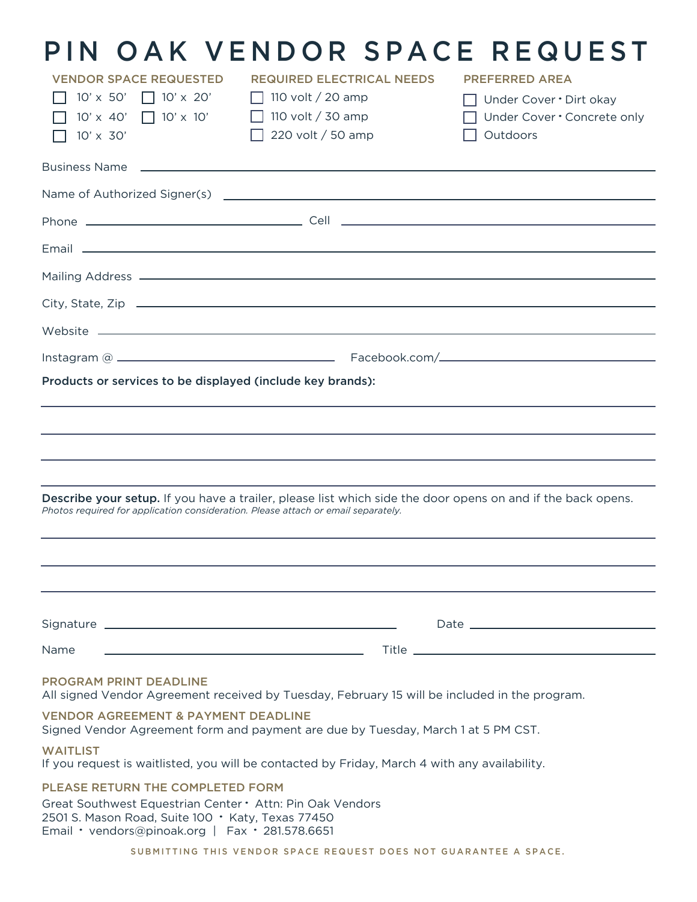# PIN OAK VENDOR SPACE REQUEST

**VENDOR SPACE REQUESTED**

- ☐ 10' x 50'
- ☐ 10' x 20'
- ☐ 10' x 40'
- ☐ 10' x 10'
- ☐ 10' x 30'

**REQUIRED ELECTRICAL NEEDS**

- ☐ 110 volt / 20 amp
- ☐ 110 volt / 30 amp
- ☐ 220 volt / 50 amp

**PREFERRED AREA**

- ☐ Under Cover • Dirt okay
- ☐ Under Cover • Concrete only
- ☐ Outdoors

Business Name ______________________________

Name of Authorized Signer(s) ______________________________

Phone ______________________________ Cell ______________________________

Email ______________________________

Mailing Address ______________________________

City, State, Zip ______________________________

Website ______________________________

Instagram @ ______________________________ Facebook.com/______________________________

**Products or services to be displayed (include key brands):**

______________________________

______________________________

______________________________

______________________________

**Describe your setup.** If you have a trailer, please list which side the door opens on and if the back opens.
*Photos required for application consideration. Please attach or email separately.*

______________________________

______________________________

______________________________

Signature ______________________________ Date ______________________________

Name ______________________________ Title ______________________________

**PROGRAM PRINT DEADLINE**
All signed Vendor Agreement received by Tuesday, February 15 will be included in the program.

**VENDOR AGREEMENT & PAYMENT DEADLINE**
Signed Vendor Agreement form and payment are due by Tuesday, March 1 at 5 PM CST.

**WAITLIST**
If you request is waitlisted, you will be contacted by Friday, March 4 with any availability.

**PLEASE RETURN THE COMPLETED FORM**
Great Southwest Equestrian Center • Attn: Pin Oak Vendors
2501 S. Mason Road, Suite 100 • Katy, Texas 77450
Email • vendors@pinoak.org | Fax • 281.578.6651

SUBMITTING THIS VENDOR SPACE REQUEST DOES NOT GUARANTEE A SPACE.